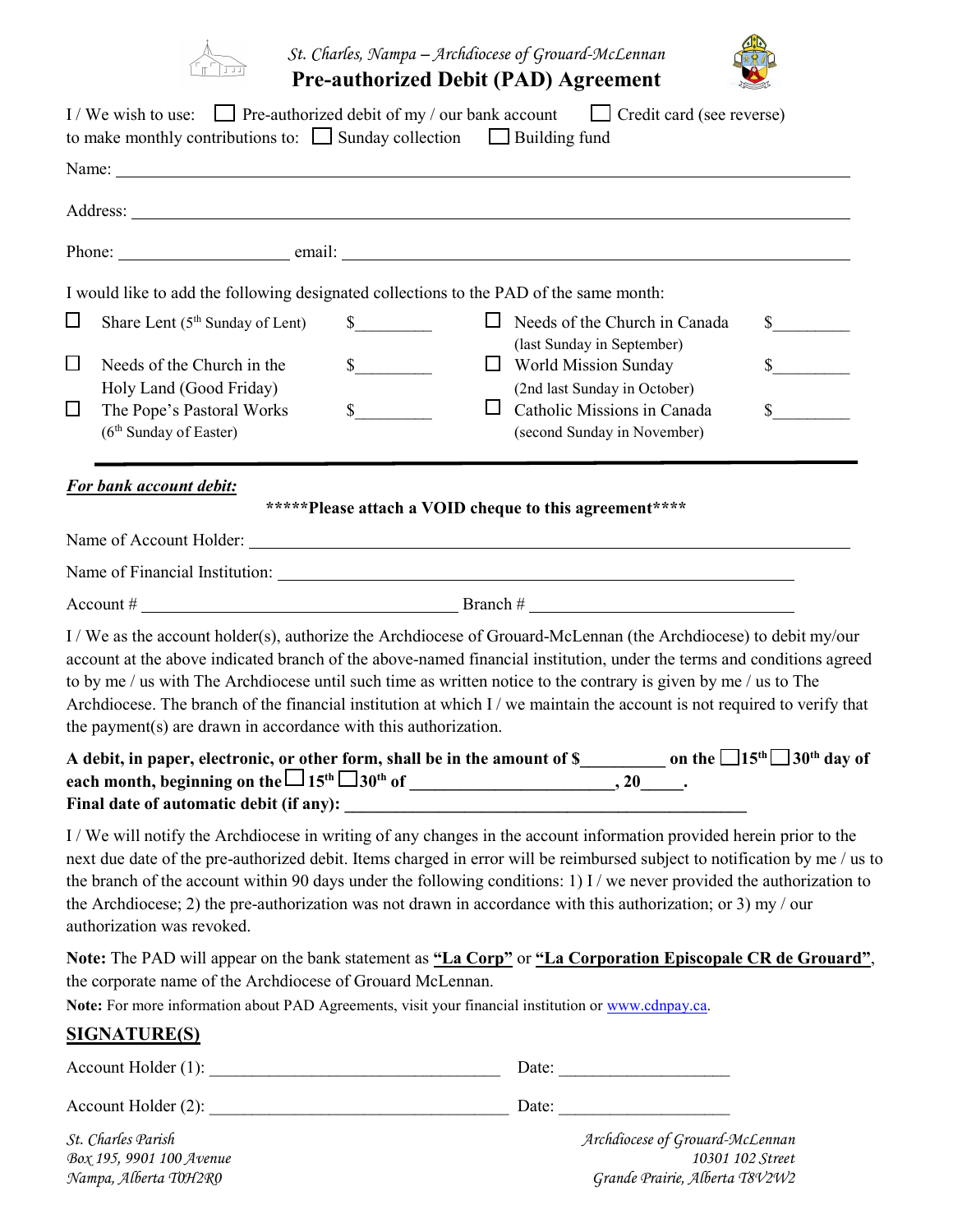St. Charles, Nampa – Archdiocese of Grouard-McLennan

# Pre-authorized Debit (PAD) Agreement

I / We wish to use: ☐ Pre-authorized debit of my / our bank account ☐ Credit card (see reverse)
to make monthly contributions to: ☐ Sunday collection ☐ Building fund

Name: ______________________________________________________________

Address: ______________________________________________________________

Phone: ____________________ email: ______________________________________________

I would like to add the following designated collections to the PAD of the same month:

| | | | | | |
|---|---|---|---|---|---|
| ☐ | Share Lent (5th Sunday of Lent) | $_________ | ☐ | Needs of the Church in Canada (last Sunday in September) | $_________ |
| ☐ | Needs of the Church in the Holy Land (Good Friday) | $_________ | ☐ | World Mission Sunday (2nd last Sunday in October) | $_________ |
| ☐ | The Pope's Pastoral Works (6th Sunday of Easter) | $_________ | ☐ | Catholic Missions in Canada (second Sunday in November) | $_________ |

***For bank account debit:***

**\*\*\*\*\*Please attach a VOID cheque to this agreement\*\*\*\***

Name of Account Holder: ______________________________________________

Name of Financial Institution: ______________________________________________

Account # ______________________________ Branch # ______________________________

I / We as the account holder(s), authorize the Archdiocese of Grouard-McLennan (the Archdiocese) to debit my/our account at the above indicated branch of the above-named financial institution, under the terms and conditions agreed to by me / us with The Archdiocese until such time as written notice to the contrary is given by me / us to The Archdiocese. The branch of the financial institution at which I / we maintain the account is not required to verify that the payment(s) are drawn in accordance with this authorization.

**A debit, in paper, electronic, or other form, shall be in the amount of $__________ on the ☐15th ☐30th day of each month, beginning on the ☐15th ☐30th of ________________________, 20_____.**
**Final date of automatic debit (if any): ________________________________________________**

I / We will notify the Archdiocese in writing of any changes in the account information provided herein prior to the next due date of the pre-authorized debit. Items charged in error will be reimbursed subject to notification by me / us to the branch of the account within 90 days under the following conditions: 1) I / we never provided the authorization to the Archdiocese; 2) the pre-authorization was not drawn in accordance with this authorization; or 3) my / our authorization was revoked.

**Note:** The PAD will appear on the bank statement as **"La Corp"** or **"La Corporation Episcopale CR de Grouard"**, the corporate name of the Archdiocese of Grouard McLennan.

**Note:** For more information about PAD Agreements, visit your financial institution or www.cdnpay.ca.

## SIGNATURE(S)

Account Holder (1): ___________________________________ Date: ____________________

Account Holder (2): ___________________________________ Date: ____________________

St. Charles Parish
Box 195, 9901 100 Avenue
Nampa, Alberta T0H2R0

Archdiocese of Grouard-McLennan
10301 102 Street
Grande Prairie, Alberta T8V2W2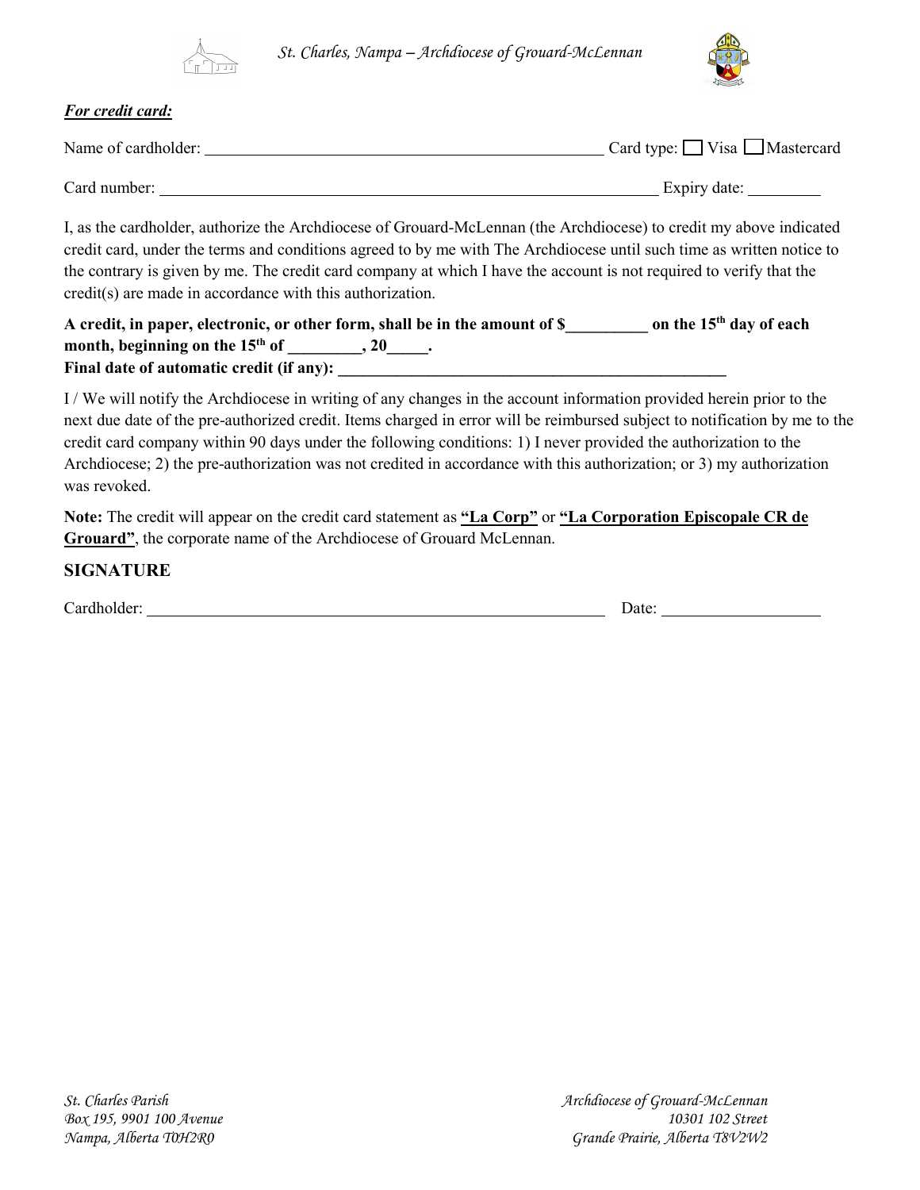***For credit card:***

Name of cardholder: ______________________________________________ Card type: ☐ Visa ☐ Mastercard

Card number: __________________________________________________________ Expiry date: ________

I, as the cardholder, authorize the Archdiocese of Grouard-McLennan (the Archdiocese) to credit my above indicated credit card, under the terms and conditions agreed to by me with The Archdiocese until such time as written notice to the contrary is given by me. The credit card company at which I have the account is not required to verify that the credit(s) are made in accordance with this authorization.

**A credit, in paper, electronic, or other form, shall be in the amount of $__________ on the 15th day of each month, beginning on the 15th of _________, 20_____.**
**Final date of automatic credit (if any): _________________________________________________**

I / We will notify the Archdiocese in writing of any changes in the account information provided herein prior to the next due date of the pre-authorized credit. Items charged in error will be reimbursed subject to notification by me to the credit card company within 90 days under the following conditions: 1) I never provided the authorization to the Archdiocese; 2) the pre-authorization was not credited in accordance with this authorization; or 3) my authorization was revoked.

**Note:** The credit will appear on the credit card statement as **"La Corp"** or **"La Corporation Episcopale CR de Grouard"**, the corporate name of the Archdiocese of Grouard McLennan.

## SIGNATURE

Cardholder: _______________________________________________________ Date: __________________

*St. Charles Parish*
*Box 195, 9901 100 Avenue*
*Nampa, Alberta T0H2R0*

*Archdiocese of Grouard-McLennan*
*10301 102 Street*
*Grande Prairie, Alberta T8V2W2*